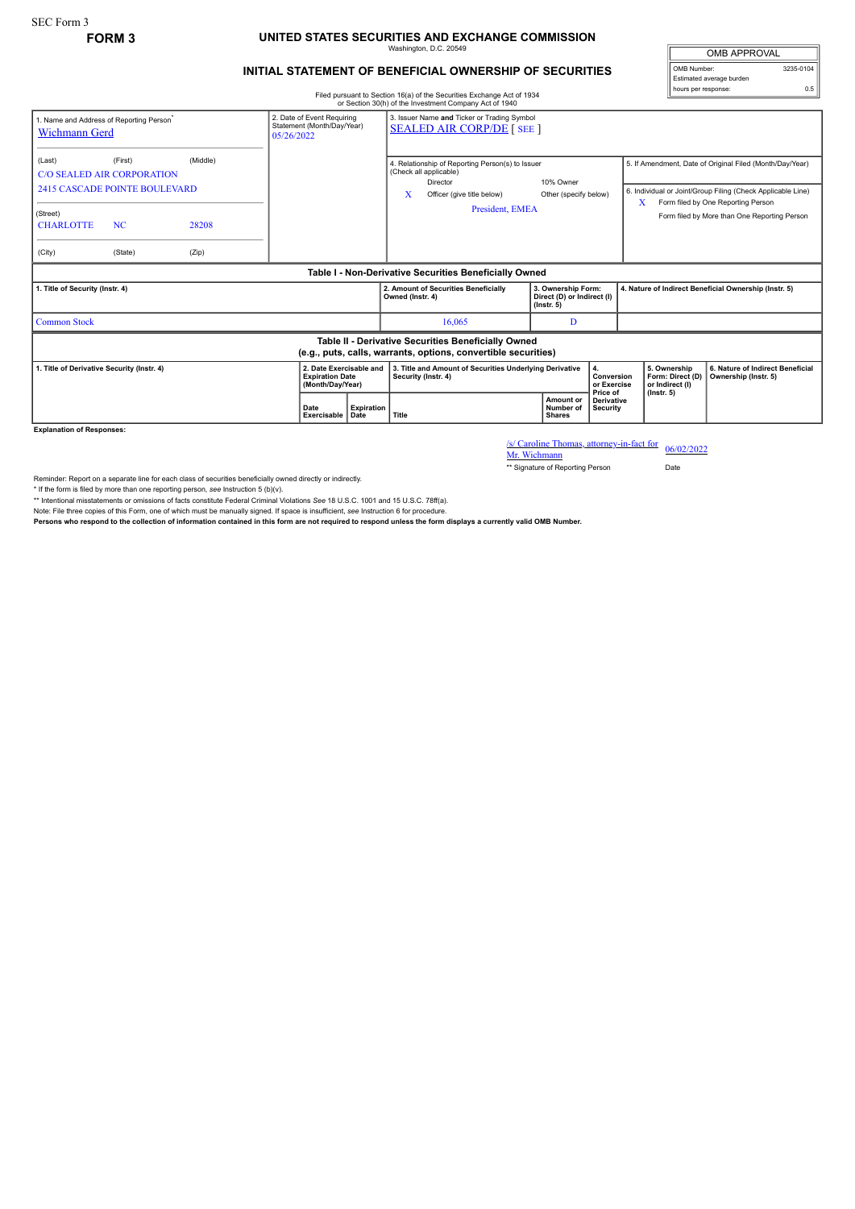SEC Form 3

**FORM 3**

# UNITED STATES SECURITIES AND EXCHANGE COMMISSION

Washington, D.C. 20549

## INITIAL STATEMENT OF BENEFICIAL OWNERSHIP OF SECURITIES

Filed pursuant to Section 16(a) of the Securities Exchange Act of 1934 or Section 30(h) of the Investment Company Act of 1940

| OMB APPROVAL | |
|---|---|
| OMB Number: | 3235-0104 |
| Estimated average burden hours per response: | 0.5 |

1. Name and Address of Reporting Person*
Wichmann Gerd

(Last) (First) (Middle)
C/O SEALED AIR CORPORATION
2415 CASCADE POINTE BOULEVARD

(Street)
CHARLOTTE NC 28208

(City) (State) (Zip)

2. Date of Event Requiring Statement (Month/Day/Year)
05/26/2022

3. Issuer Name and Ticker or Trading Symbol
SEALED AIR CORP/DE [ SEE ]

4. Relationship of Reporting Person(s) to Issuer (Check all applicable)
Director
10% Owner
X Officer (give title below)
Other (specify below)
President, EMEA

5. If Amendment, Date of Original Filed (Month/Day/Year)

6. Individual or Joint/Group Filing (Check Applicable Line)
X Form filed by One Reporting Person
Form filed by More than One Reporting Person

### Table I - Non-Derivative Securities Beneficially Owned

| 1. Title of Security (Instr. 4) | 2. Amount of Securities Beneficially Owned (Instr. 4) | 3. Ownership Form: Direct (D) or Indirect (I) (Instr. 5) | 4. Nature of Indirect Beneficial Ownership (Instr. 5) |
|---|---|---|---|
| Common Stock | 16,065 | D | |

### Table II - Derivative Securities Beneficially Owned (e.g., puts, calls, warrants, options, convertible securities)

| 1. Title of Derivative Security (Instr. 4) | 2. Date Exercisable and Expiration Date (Month/Day/Year) | | 3. Title and Amount of Securities Underlying Derivative Security (Instr. 4) | | 4. Conversion or Exercise Price of Derivative Security | 5. Ownership Form: Direct (D) or Indirect (I) (Instr. 5) | 6. Nature of Indirect Beneficial Ownership (Instr. 5) |
|---|---|---|---|---|---|---|---|
| | Date Exercisable | Expiration Date | Title | Amount or Number of Shares | | | |

**Explanation of Responses:**

/s/ Caroline Thomas, attorney-in-fact for Mr. Wichmann 06/02/2022

** Signature of Reporting Person Date

Reminder: Report on a separate line for each class of securities beneficially owned directly or indirectly.

* If the form is filed by more than one reporting person, *see* Instruction 5 (b)(v).

** Intentional misstatements or omissions of facts constitute Federal Criminal Violations *See* 18 U.S.C. 1001 and 15 U.S.C. 78ff(a).

Note: File three copies of this Form, one of which must be manually signed. If space is insufficient, *see* Instruction 6 for procedure.

**Persons who respond to the collection of information contained in this form are not required to respond unless the form displays a currently valid OMB Number.**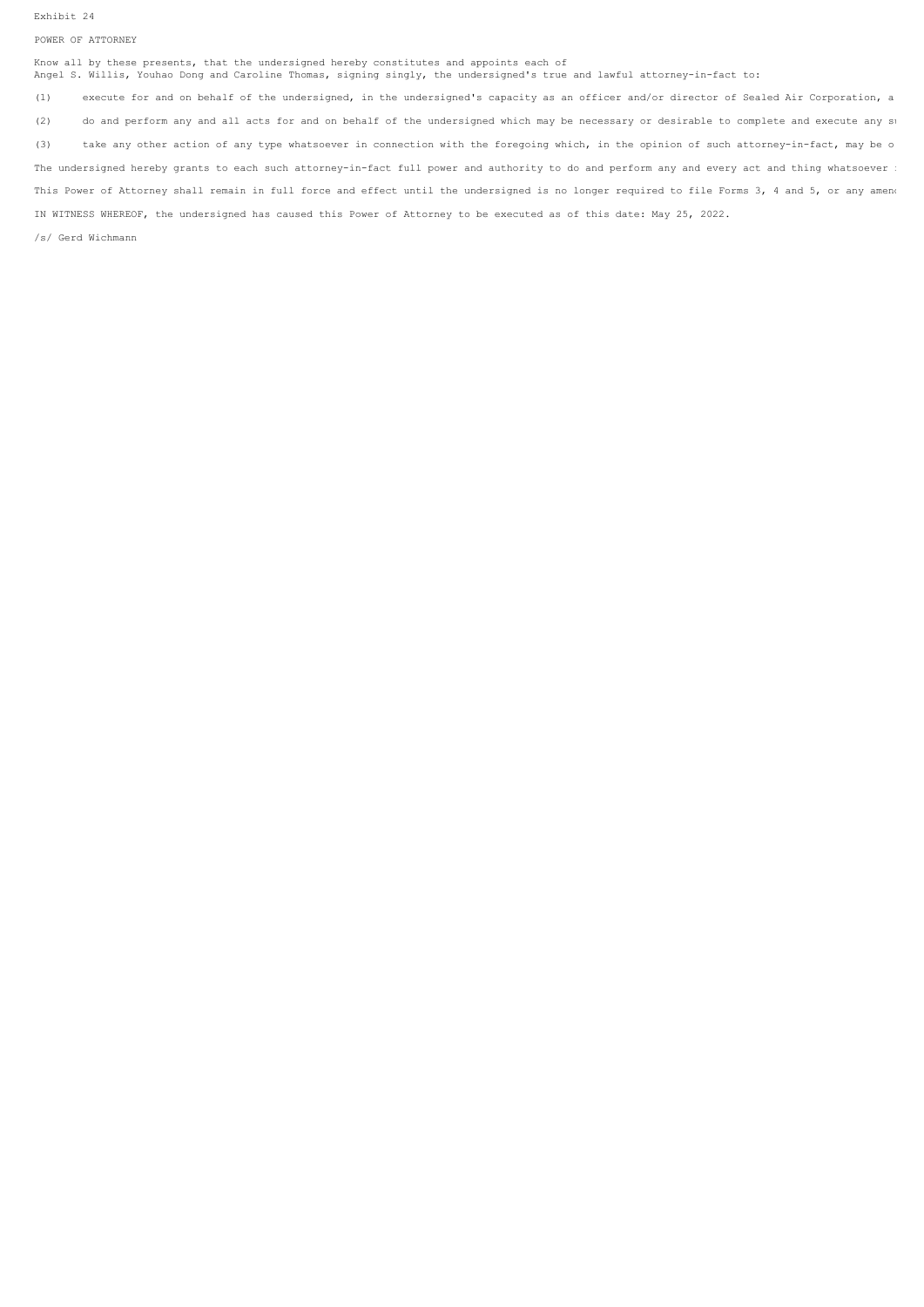Exhibit 24

POWER OF ATTORNEY

Know all by these presents, that the undersigned hereby constitutes and appoints each of
Angel S. Willis, Youhao Dong and Caroline Thomas, signing singly, the undersigned's true and lawful attorney-in-fact to:

(1) execute for and on behalf of the undersigned, in the undersigned's capacity as an officer and/or director of Sealed Air Corporation, a

(2) do and perform any and all acts for and on behalf of the undersigned which may be necessary or desirable to complete and execute any su

(3) take any other action of any type whatsoever in connection with the foregoing which, in the opinion of such attorney-in-fact, may be o

The undersigned hereby grants to each such attorney-in-fact full power and authority to do and perform any and every act and thing whatsoever i

This Power of Attorney shall remain in full force and effect until the undersigned is no longer required to file Forms 3, 4 and 5, or any amend

IN WITNESS WHEREOF, the undersigned has caused this Power of Attorney to be executed as of this date: May 25, 2022.

/s/ Gerd Wichmann